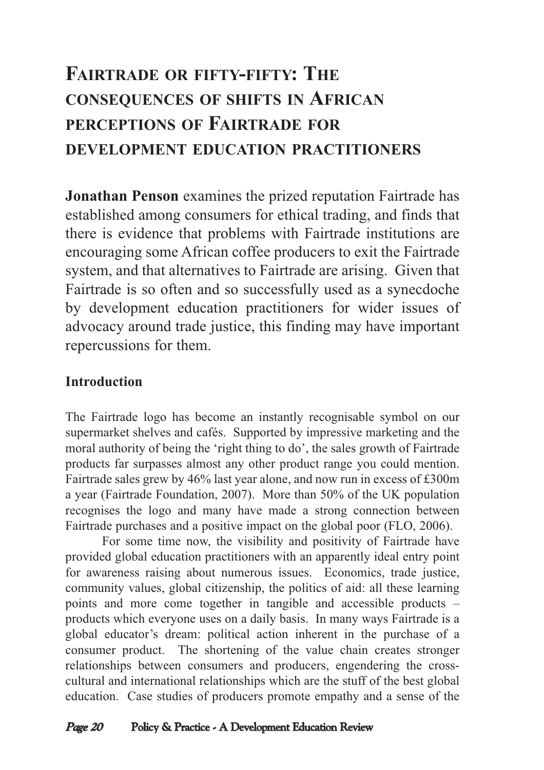# Fairtrade or fifty-fifty: The consequences of shifts in African perceptions of Fairtrade for development education practitioners

**Jonathan Penson** examines the prized reputation Fairtrade has established among consumers for ethical trading, and finds that there is evidence that problems with Fairtrade institutions are encouraging some African coffee producers to exit the Fairtrade system, and that alternatives to Fairtrade are arising. Given that Fairtrade is so often and so successfully used as a synecdoche by development education practitioners for wider issues of advocacy around trade justice, this finding may have important repercussions for them.

## Introduction

The Fairtrade logo has become an instantly recognisable symbol on our supermarket shelves and cafés. Supported by impressive marketing and the moral authority of being the 'right thing to do', the sales growth of Fairtrade products far surpasses almost any other product range you could mention. Fairtrade sales grew by 46% last year alone, and now run in excess of £300m a year (Fairtrade Foundation, 2007). More than 50% of the UK population recognises the logo and many have made a strong connection between Fairtrade purchases and a positive impact on the global poor (FLO, 2006).

For some time now, the visibility and positivity of Fairtrade have provided global education practitioners with an apparently ideal entry point for awareness raising about numerous issues. Economics, trade justice, community values, global citizenship, the politics of aid: all these learning points and more come together in tangible and accessible products – products which everyone uses on a daily basis. In many ways Fairtrade is a global educator's dream: political action inherent in the purchase of a consumer product. The shortening of the value chain creates stronger relationships between consumers and producers, engendering the cross-cultural and international relationships which are the stuff of the best global education. Case studies of producers promote empathy and a sense of the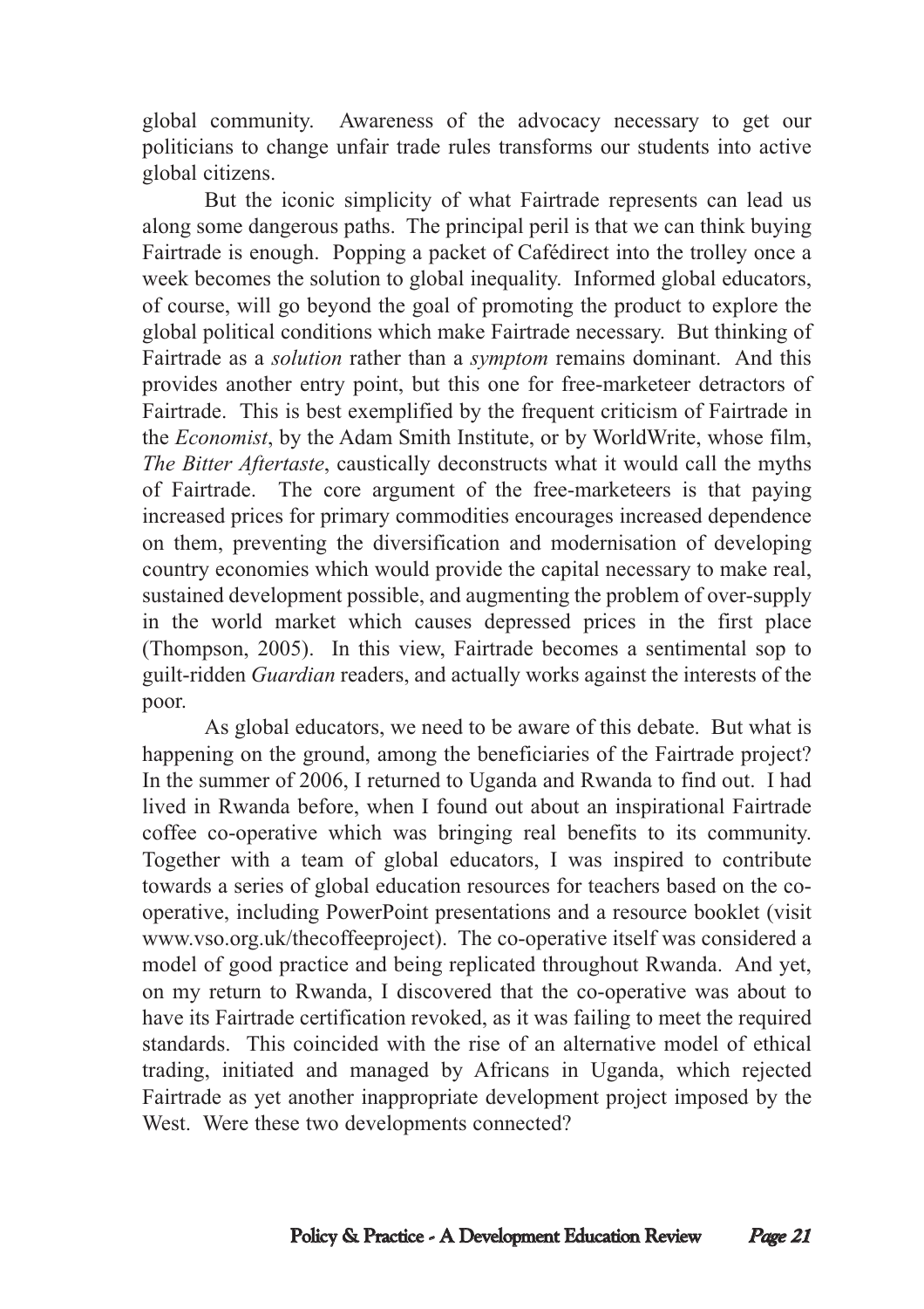global community. Awareness of the advocacy necessary to get our politicians to change unfair trade rules transforms our students into active global citizens.

But the iconic simplicity of what Fairtrade represents can lead us along some dangerous paths. The principal peril is that we can think buying Fairtrade is enough. Popping a packet of Cafédirect into the trolley once a week becomes the solution to global inequality. Informed global educators, of course, will go beyond the goal of promoting the product to explore the global political conditions which make Fairtrade necessary. But thinking of Fairtrade as a *solution* rather than a *symptom* remains dominant. And this provides another entry point, but this one for free-marketeer detractors of Fairtrade. This is best exemplified by the frequent criticism of Fairtrade in the *Economist*, by the Adam Smith Institute, or by WorldWrite, whose film, *The Bitter Aftertaste*, caustically deconstructs what it would call the myths of Fairtrade. The core argument of the free-marketeers is that paying increased prices for primary commodities encourages increased dependence on them, preventing the diversification and modernisation of developing country economies which would provide the capital necessary to make real, sustained development possible, and augmenting the problem of over-supply in the world market which causes depressed prices in the first place (Thompson, 2005). In this view, Fairtrade becomes a sentimental sop to guilt-ridden *Guardian* readers, and actually works against the interests of the poor.

As global educators, we need to be aware of this debate. But what is happening on the ground, among the beneficiaries of the Fairtrade project? In the summer of 2006, I returned to Uganda and Rwanda to find out. I had lived in Rwanda before, when I found out about an inspirational Fairtrade coffee co-operative which was bringing real benefits to its community. Together with a team of global educators, I was inspired to contribute towards a series of global education resources for teachers based on the co-operative, including PowerPoint presentations and a resource booklet (visit www.vso.org.uk/thecoffeeproject). The co-operative itself was considered a model of good practice and being replicated throughout Rwanda. And yet, on my return to Rwanda, I discovered that the co-operative was about to have its Fairtrade certification revoked, as it was failing to meet the required standards. This coincided with the rise of an alternative model of ethical trading, initiated and managed by Africans in Uganda, which rejected Fairtrade as yet another inappropriate development project imposed by the West. Were these two developments connected?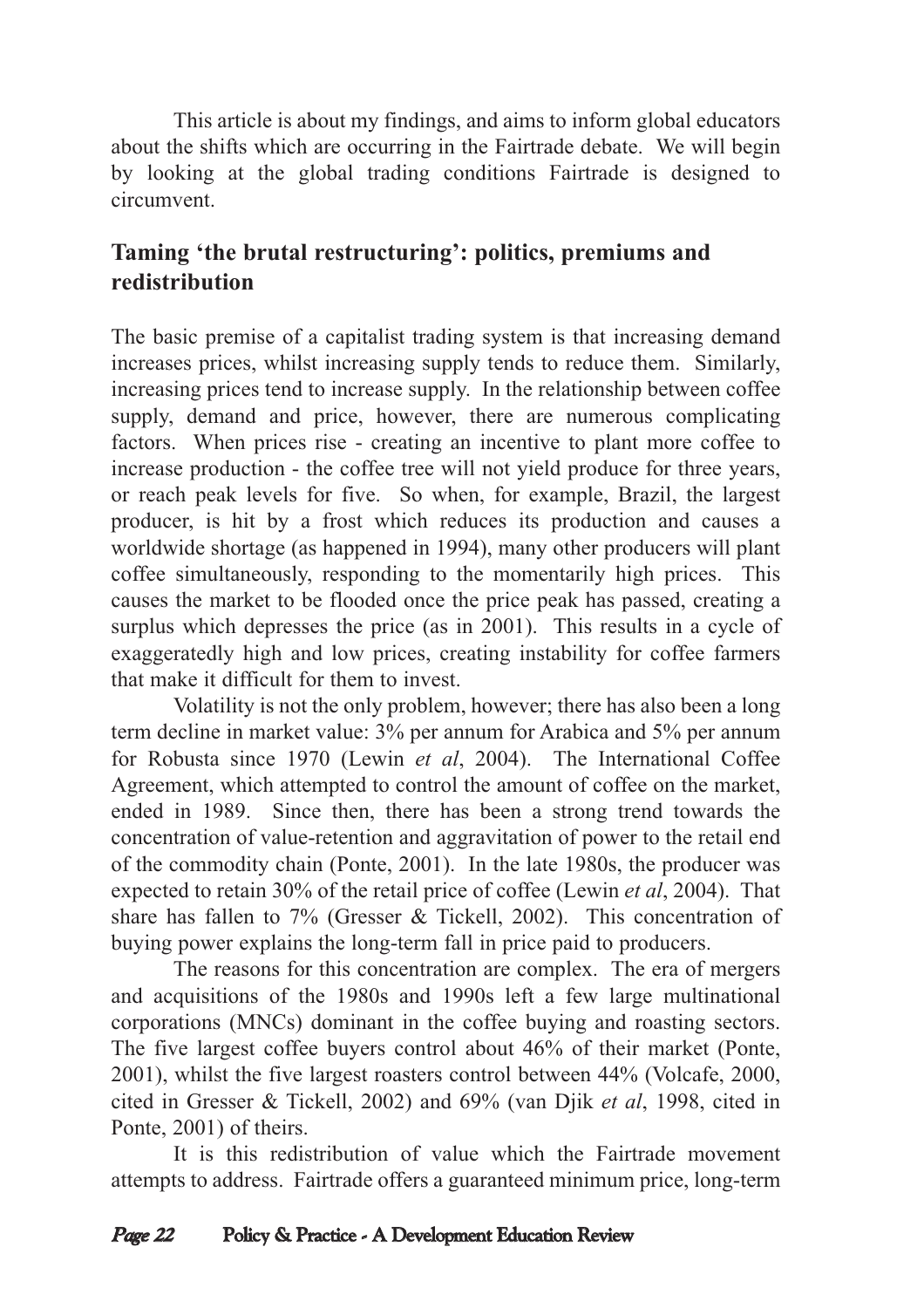This article is about my findings, and aims to inform global educators about the shifts which are occurring in the Fairtrade debate. We will begin by looking at the global trading conditions Fairtrade is designed to circumvent.

## Taming 'the brutal restructuring': politics, premiums and redistribution

The basic premise of a capitalist trading system is that increasing demand increases prices, whilst increasing supply tends to reduce them. Similarly, increasing prices tend to increase supply. In the relationship between coffee supply, demand and price, however, there are numerous complicating factors. When prices rise - creating an incentive to plant more coffee to increase production - the coffee tree will not yield produce for three years, or reach peak levels for five. So when, for example, Brazil, the largest producer, is hit by a frost which reduces its production and causes a worldwide shortage (as happened in 1994), many other producers will plant coffee simultaneously, responding to the momentarily high prices. This causes the market to be flooded once the price peak has passed, creating a surplus which depresses the price (as in 2001). This results in a cycle of exaggeratedly high and low prices, creating instability for coffee farmers that make it difficult for them to invest.

Volatility is not the only problem, however; there has also been a long term decline in market value: 3% per annum for Arabica and 5% per annum for Robusta since 1970 (Lewin *et al*, 2004). The International Coffee Agreement, which attempted to control the amount of coffee on the market, ended in 1989. Since then, there has been a strong trend towards the concentration of value-retention and aggravitation of power to the retail end of the commodity chain (Ponte, 2001). In the late 1980s, the producer was expected to retain 30% of the retail price of coffee (Lewin *et al*, 2004). That share has fallen to 7% (Gresser & Tickell, 2002). This concentration of buying power explains the long-term fall in price paid to producers.

The reasons for this concentration are complex. The era of mergers and acquisitions of the 1980s and 1990s left a few large multinational corporations (MNCs) dominant in the coffee buying and roasting sectors. The five largest coffee buyers control about 46% of their market (Ponte, 2001), whilst the five largest roasters control between 44% (Volcafe, 2000, cited in Gresser & Tickell, 2002) and 69% (van Djik *et al*, 1998, cited in Ponte, 2001) of theirs.

It is this redistribution of value which the Fairtrade movement attempts to address. Fairtrade offers a guaranteed minimum price, long-term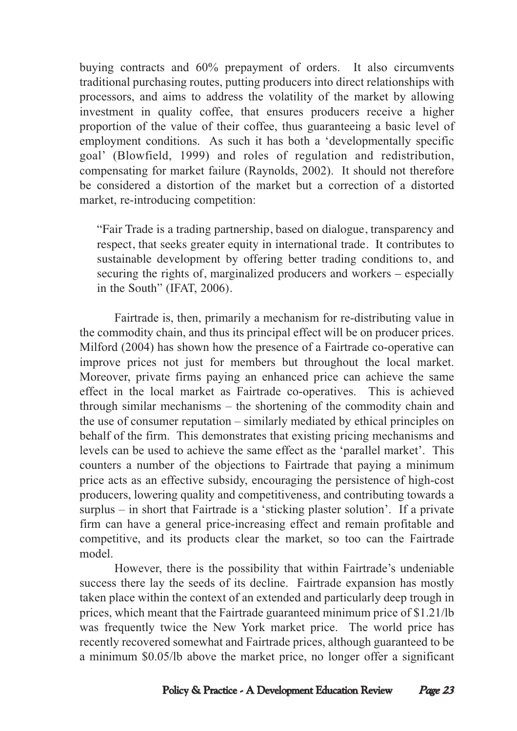buying contracts and 60% prepayment of orders. It also circumvents traditional purchasing routes, putting producers into direct relationships with processors, and aims to address the volatility of the market by allowing investment in quality coffee, that ensures producers receive a higher proportion of the value of their coffee, thus guaranteeing a basic level of employment conditions. As such it has both a 'developmentally specific goal' (Blowfield, 1999) and roles of regulation and redistribution, compensating for market failure (Raynolds, 2002). It should not therefore be considered a distortion of the market but a correction of a distorted market, re-introducing competition:

> "Fair Trade is a trading partnership, based on dialogue, transparency and respect, that seeks greater equity in international trade. It contributes to sustainable development by offering better trading conditions to, and securing the rights of, marginalized producers and workers – especially in the South" (IFAT, 2006).

Fairtrade is, then, primarily a mechanism for re-distributing value in the commodity chain, and thus its principal effect will be on producer prices. Milford (2004) has shown how the presence of a Fairtrade co-operative can improve prices not just for members but throughout the local market. Moreover, private firms paying an enhanced price can achieve the same effect in the local market as Fairtrade co-operatives. This is achieved through similar mechanisms – the shortening of the commodity chain and the use of consumer reputation – similarly mediated by ethical principles on behalf of the firm. This demonstrates that existing pricing mechanisms and levels can be used to achieve the same effect as the 'parallel market'. This counters a number of the objections to Fairtrade that paying a minimum price acts as an effective subsidy, encouraging the persistence of high-cost producers, lowering quality and competitiveness, and contributing towards a surplus – in short that Fairtrade is a 'sticking plaster solution'. If a private firm can have a general price-increasing effect and remain profitable and competitive, and its products clear the market, so too can the Fairtrade model.

However, there is the possibility that within Fairtrade's undeniable success there lay the seeds of its decline. Fairtrade expansion has mostly taken place within the context of an extended and particularly deep trough in prices, which meant that the Fairtrade guaranteed minimum price of \$1.21/lb was frequently twice the New York market price. The world price has recently recovered somewhat and Fairtrade prices, although guaranteed to be a minimum \$0.05/lb above the market price, no longer offer a significant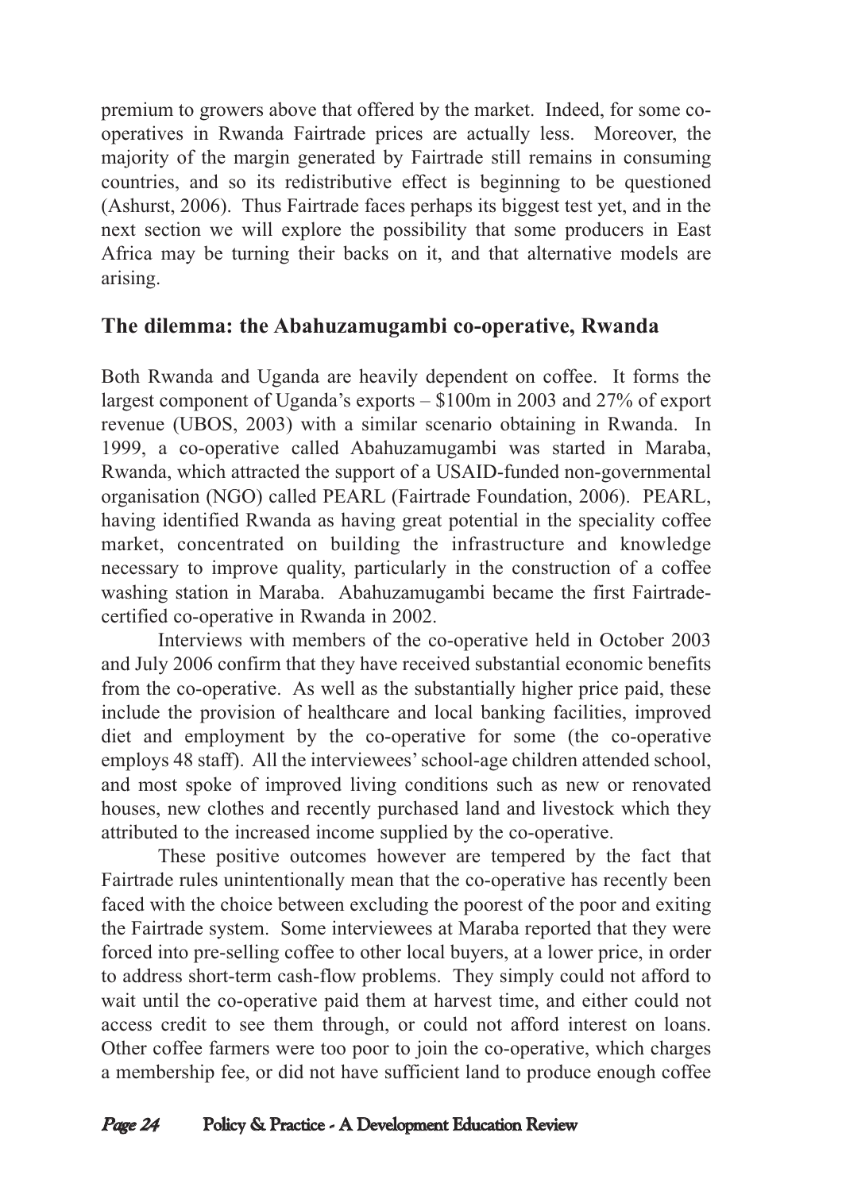premium to growers above that offered by the market. Indeed, for some co-operatives in Rwanda Fairtrade prices are actually less. Moreover, the majority of the margin generated by Fairtrade still remains in consuming countries, and so its redistributive effect is beginning to be questioned (Ashurst, 2006). Thus Fairtrade faces perhaps its biggest test yet, and in the next section we will explore the possibility that some producers in East Africa may be turning their backs on it, and that alternative models are arising.

## The dilemma: the Abahuzamugambi co-operative, Rwanda

Both Rwanda and Uganda are heavily dependent on coffee. It forms the largest component of Uganda's exports – $100m in 2003 and 27% of export revenue (UBOS, 2003) with a similar scenario obtaining in Rwanda. In 1999, a co-operative called Abahuzamugambi was started in Maraba, Rwanda, which attracted the support of a USAID-funded non-governmental organisation (NGO) called PEARL (Fairtrade Foundation, 2006). PEARL, having identified Rwanda as having great potential in the speciality coffee market, concentrated on building the infrastructure and knowledge necessary to improve quality, particularly in the construction of a coffee washing station in Maraba. Abahuzamugambi became the first Fairtrade-certified co-operative in Rwanda in 2002.

Interviews with members of the co-operative held in October 2003 and July 2006 confirm that they have received substantial economic benefits from the co-operative. As well as the substantially higher price paid, these include the provision of healthcare and local banking facilities, improved diet and employment by the co-operative for some (the co-operative employs 48 staff). All the interviewees' school-age children attended school, and most spoke of improved living conditions such as new or renovated houses, new clothes and recently purchased land and livestock which they attributed to the increased income supplied by the co-operative.

These positive outcomes however are tempered by the fact that Fairtrade rules unintentionally mean that the co-operative has recently been faced with the choice between excluding the poorest of the poor and exiting the Fairtrade system. Some interviewees at Maraba reported that they were forced into pre-selling coffee to other local buyers, at a lower price, in order to address short-term cash-flow problems. They simply could not afford to wait until the co-operative paid them at harvest time, and either could not access credit to see them through, or could not afford interest on loans. Other coffee farmers were too poor to join the co-operative, which charges a membership fee, or did not have sufficient land to produce enough coffee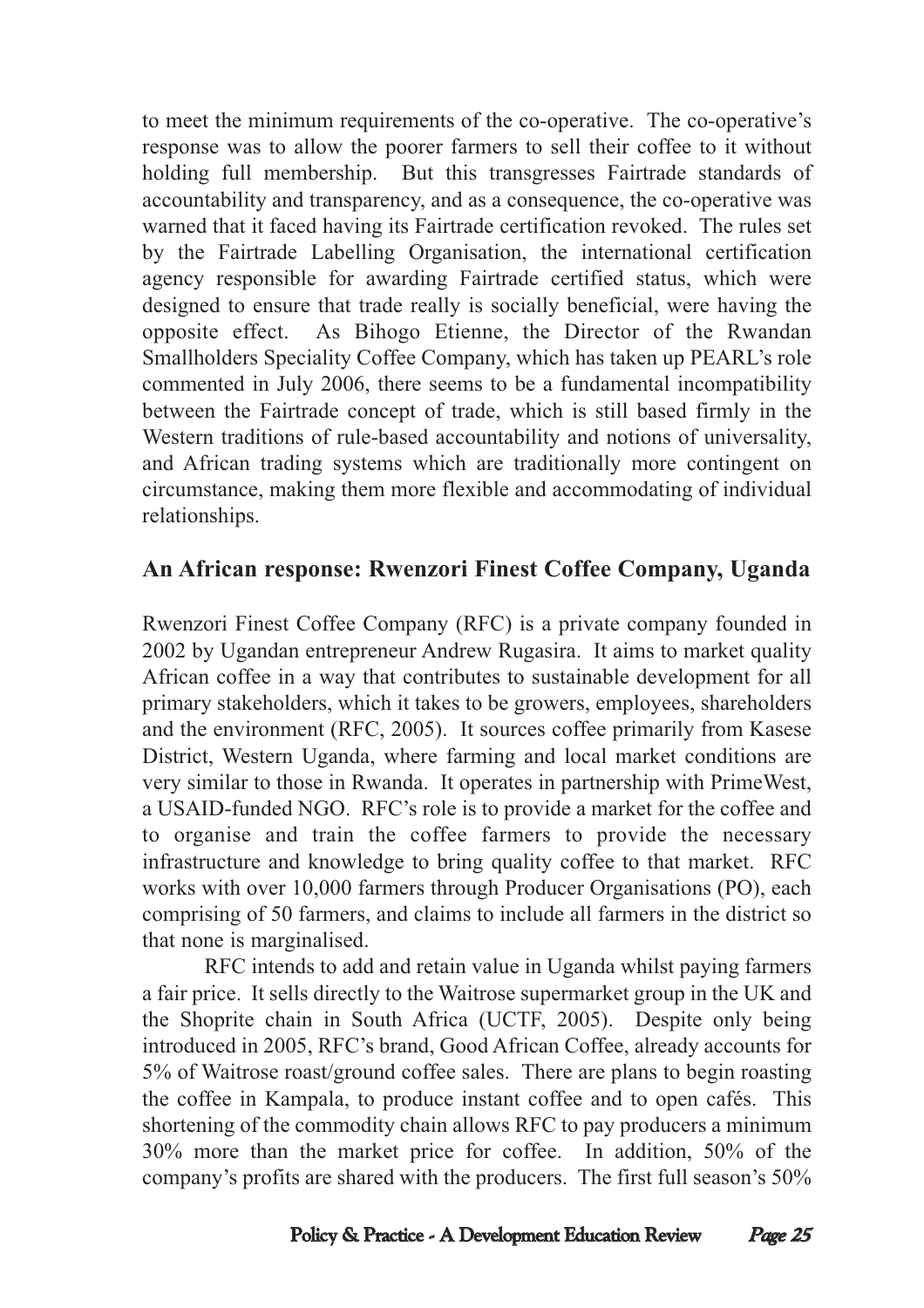to meet the minimum requirements of the co-operative. The co-operative's response was to allow the poorer farmers to sell their coffee to it without holding full membership. But this transgresses Fairtrade standards of accountability and transparency, and as a consequence, the co-operative was warned that it faced having its Fairtrade certification revoked. The rules set by the Fairtrade Labelling Organisation, the international certification agency responsible for awarding Fairtrade certified status, which were designed to ensure that trade really is socially beneficial, were having the opposite effect. As Bihogo Etienne, the Director of the Rwandan Smallholders Speciality Coffee Company, which has taken up PEARL's role commented in July 2006, there seems to be a fundamental incompatibility between the Fairtrade concept of trade, which is still based firmly in the Western traditions of rule-based accountability and notions of universality, and African trading systems which are traditionally more contingent on circumstance, making them more flexible and accommodating of individual relationships.

## An African response: Rwenzori Finest Coffee Company, Uganda

Rwenzori Finest Coffee Company (RFC) is a private company founded in 2002 by Ugandan entrepreneur Andrew Rugasira. It aims to market quality African coffee in a way that contributes to sustainable development for all primary stakeholders, which it takes to be growers, employees, shareholders and the environment (RFC, 2005). It sources coffee primarily from Kasese District, Western Uganda, where farming and local market conditions are very similar to those in Rwanda. It operates in partnership with PrimeWest, a USAID-funded NGO. RFC's role is to provide a market for the coffee and to organise and train the coffee farmers to provide the necessary infrastructure and knowledge to bring quality coffee to that market. RFC works with over 10,000 farmers through Producer Organisations (PO), each comprising of 50 farmers, and claims to include all farmers in the district so that none is marginalised.

RFC intends to add and retain value in Uganda whilst paying farmers a fair price. It sells directly to the Waitrose supermarket group in the UK and the Shoprite chain in South Africa (UCTF, 2005). Despite only being introduced in 2005, RFC's brand, Good African Coffee, already accounts for 5% of Waitrose roast/ground coffee sales. There are plans to begin roasting the coffee in Kampala, to produce instant coffee and to open cafés. This shortening of the commodity chain allows RFC to pay producers a minimum 30% more than the market price for coffee. In addition, 50% of the company's profits are shared with the producers. The first full season's 50%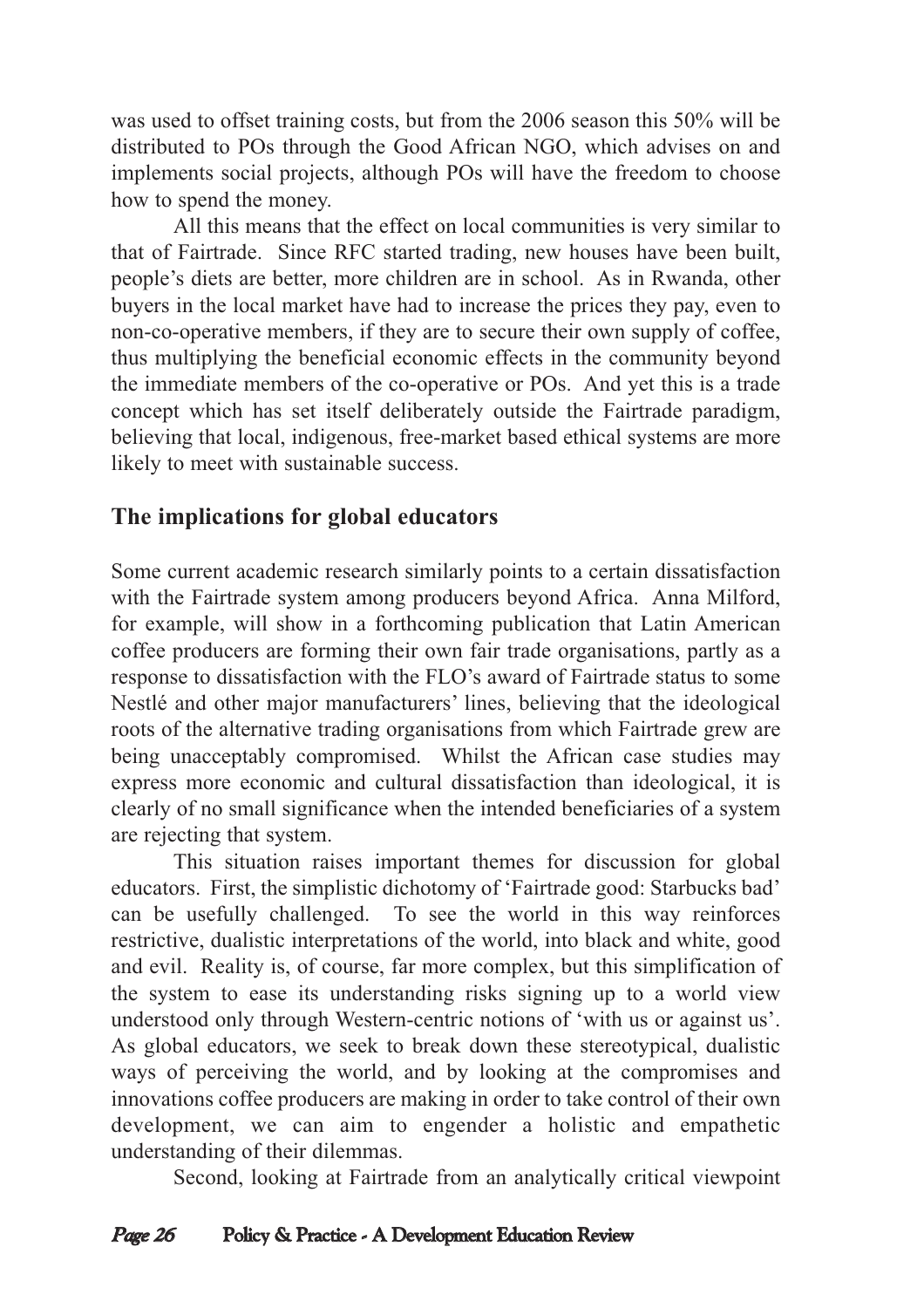was used to offset training costs, but from the 2006 season this 50% will be distributed to POs through the Good African NGO, which advises on and implements social projects, although POs will have the freedom to choose how to spend the money.

All this means that the effect on local communities is very similar to that of Fairtrade. Since RFC started trading, new houses have been built, people's diets are better, more children are in school. As in Rwanda, other buyers in the local market have had to increase the prices they pay, even to non-co-operative members, if they are to secure their own supply of coffee, thus multiplying the beneficial economic effects in the community beyond the immediate members of the co-operative or POs. And yet this is a trade concept which has set itself deliberately outside the Fairtrade paradigm, believing that local, indigenous, free-market based ethical systems are more likely to meet with sustainable success.

## The implications for global educators

Some current academic research similarly points to a certain dissatisfaction with the Fairtrade system among producers beyond Africa. Anna Milford, for example, will show in a forthcoming publication that Latin American coffee producers are forming their own fair trade organisations, partly as a response to dissatisfaction with the FLO's award of Fairtrade status to some Nestlé and other major manufacturers' lines, believing that the ideological roots of the alternative trading organisations from which Fairtrade grew are being unacceptably compromised. Whilst the African case studies may express more economic and cultural dissatisfaction than ideological, it is clearly of no small significance when the intended beneficiaries of a system are rejecting that system.

This situation raises important themes for discussion for global educators. First, the simplistic dichotomy of 'Fairtrade good: Starbucks bad' can be usefully challenged. To see the world in this way reinforces restrictive, dualistic interpretations of the world, into black and white, good and evil. Reality is, of course, far more complex, but this simplification of the system to ease its understanding risks signing up to a world view understood only through Western-centric notions of 'with us or against us'. As global educators, we seek to break down these stereotypical, dualistic ways of perceiving the world, and by looking at the compromises and innovations coffee producers are making in order to take control of their own development, we can aim to engender a holistic and empathetic understanding of their dilemmas.

Second, looking at Fairtrade from an analytically critical viewpoint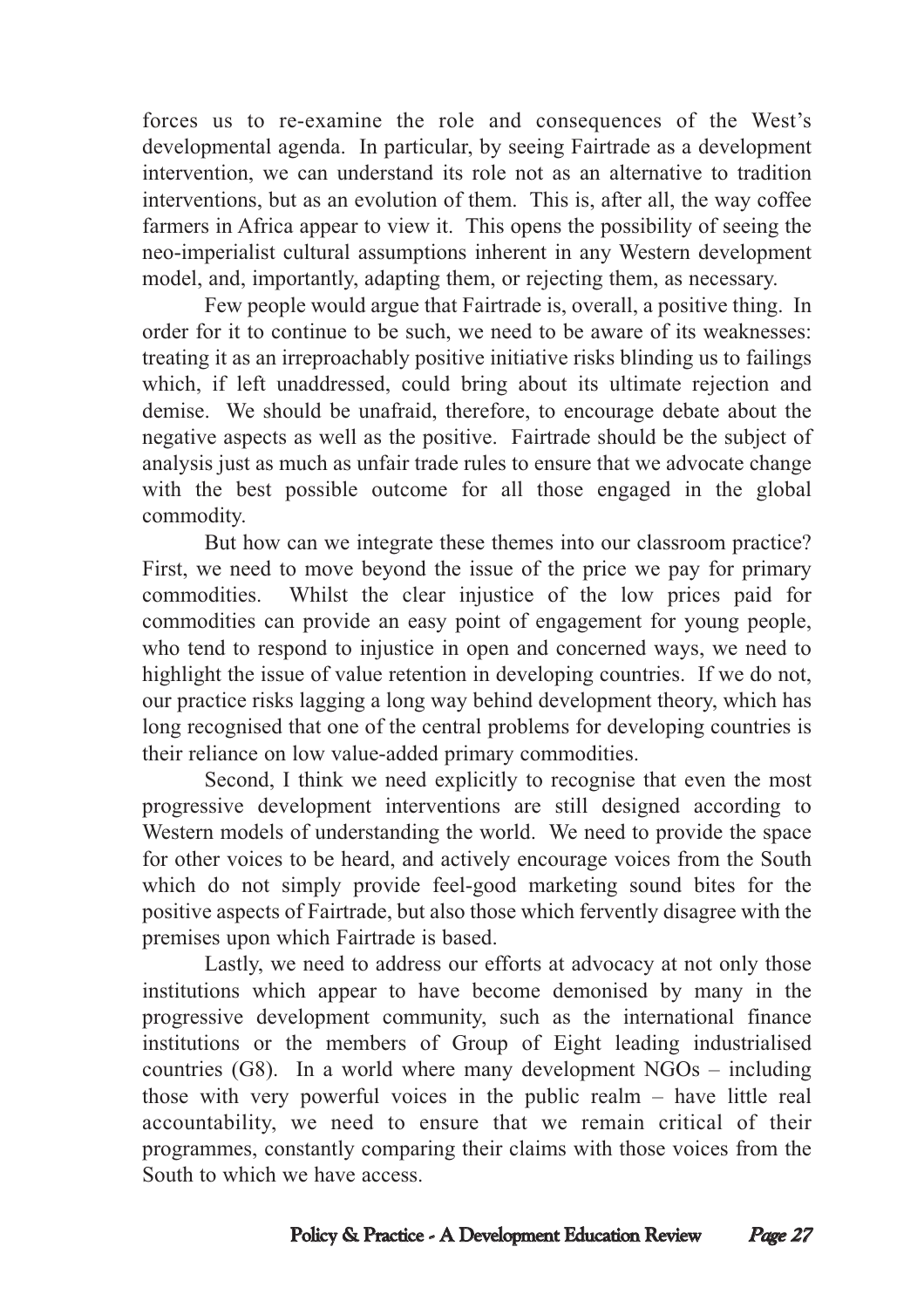forces us to re-examine the role and consequences of the West's developmental agenda. In particular, by seeing Fairtrade as a development intervention, we can understand its role not as an alternative to tradition interventions, but as an evolution of them. This is, after all, the way coffee farmers in Africa appear to view it. This opens the possibility of seeing the neo-imperialist cultural assumptions inherent in any Western development model, and, importantly, adapting them, or rejecting them, as necessary.

Few people would argue that Fairtrade is, overall, a positive thing. In order for it to continue to be such, we need to be aware of its weaknesses: treating it as an irreproachably positive initiative risks blinding us to failings which, if left unaddressed, could bring about its ultimate rejection and demise. We should be unafraid, therefore, to encourage debate about the negative aspects as well as the positive. Fairtrade should be the subject of analysis just as much as unfair trade rules to ensure that we advocate change with the best possible outcome for all those engaged in the global commodity.

But how can we integrate these themes into our classroom practice? First, we need to move beyond the issue of the price we pay for primary commodities. Whilst the clear injustice of the low prices paid for commodities can provide an easy point of engagement for young people, who tend to respond to injustice in open and concerned ways, we need to highlight the issue of value retention in developing countries. If we do not, our practice risks lagging a long way behind development theory, which has long recognised that one of the central problems for developing countries is their reliance on low value-added primary commodities.

Second, I think we need explicitly to recognise that even the most progressive development interventions are still designed according to Western models of understanding the world. We need to provide the space for other voices to be heard, and actively encourage voices from the South which do not simply provide feel-good marketing sound bites for the positive aspects of Fairtrade, but also those which fervently disagree with the premises upon which Fairtrade is based.

Lastly, we need to address our efforts at advocacy at not only those institutions which appear to have become demonised by many in the progressive development community, such as the international finance institutions or the members of Group of Eight leading industrialised countries (G8). In a world where many development NGOs – including those with very powerful voices in the public realm – have little real accountability, we need to ensure that we remain critical of their programmes, constantly comparing their claims with those voices from the South to which we have access.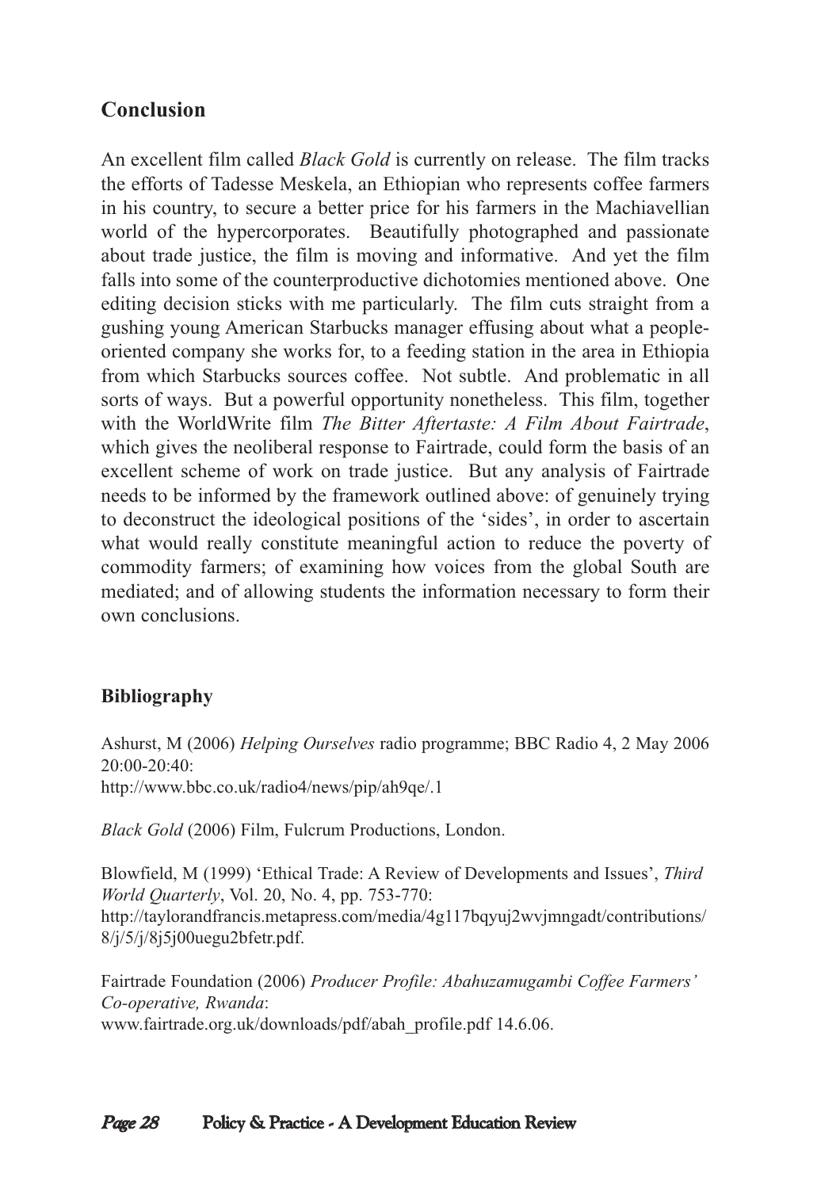## Conclusion

An excellent film called *Black Gold* is currently on release. The film tracks the efforts of Tadesse Meskela, an Ethiopian who represents coffee farmers in his country, to secure a better price for his farmers in the Machiavellian world of the hypercorporates. Beautifully photographed and passionate about trade justice, the film is moving and informative. And yet the film falls into some of the counterproductive dichotomies mentioned above. One editing decision sticks with me particularly. The film cuts straight from a gushing young American Starbucks manager effusing about what a people-oriented company she works for, to a feeding station in the area in Ethiopia from which Starbucks sources coffee. Not subtle. And problematic in all sorts of ways. But a powerful opportunity nonetheless. This film, together with the WorldWrite film *The Bitter Aftertaste: A Film About Fairtrade*, which gives the neoliberal response to Fairtrade, could form the basis of an excellent scheme of work on trade justice. But any analysis of Fairtrade needs to be informed by the framework outlined above: of genuinely trying to deconstruct the ideological positions of the 'sides', in order to ascertain what would really constitute meaningful action to reduce the poverty of commodity farmers; of examining how voices from the global South are mediated; and of allowing students the information necessary to form their own conclusions.

## Bibliography

Ashurst, M (2006) *Helping Ourselves* radio programme; BBC Radio 4, 2 May 2006 20:00-20:40:
http://www.bbc.co.uk/radio4/news/pip/ah9qe/.1

*Black Gold* (2006) Film, Fulcrum Productions, London.

Blowfield, M (1999) 'Ethical Trade: A Review of Developments and Issues', *Third World Quarterly*, Vol. 20, No. 4, pp. 753-770:
http://taylorandfrancis.metapress.com/media/4g117bqyuj2wvjmngadt/contributions/8/j/5/j/8j5j00uegu2bfetr.pdf.

Fairtrade Foundation (2006) *Producer Profile: Abahuzamugambi Coffee Farmers' Co-operative, Rwanda*:
www.fairtrade.org.uk/downloads/pdf/abah_profile.pdf 14.6.06.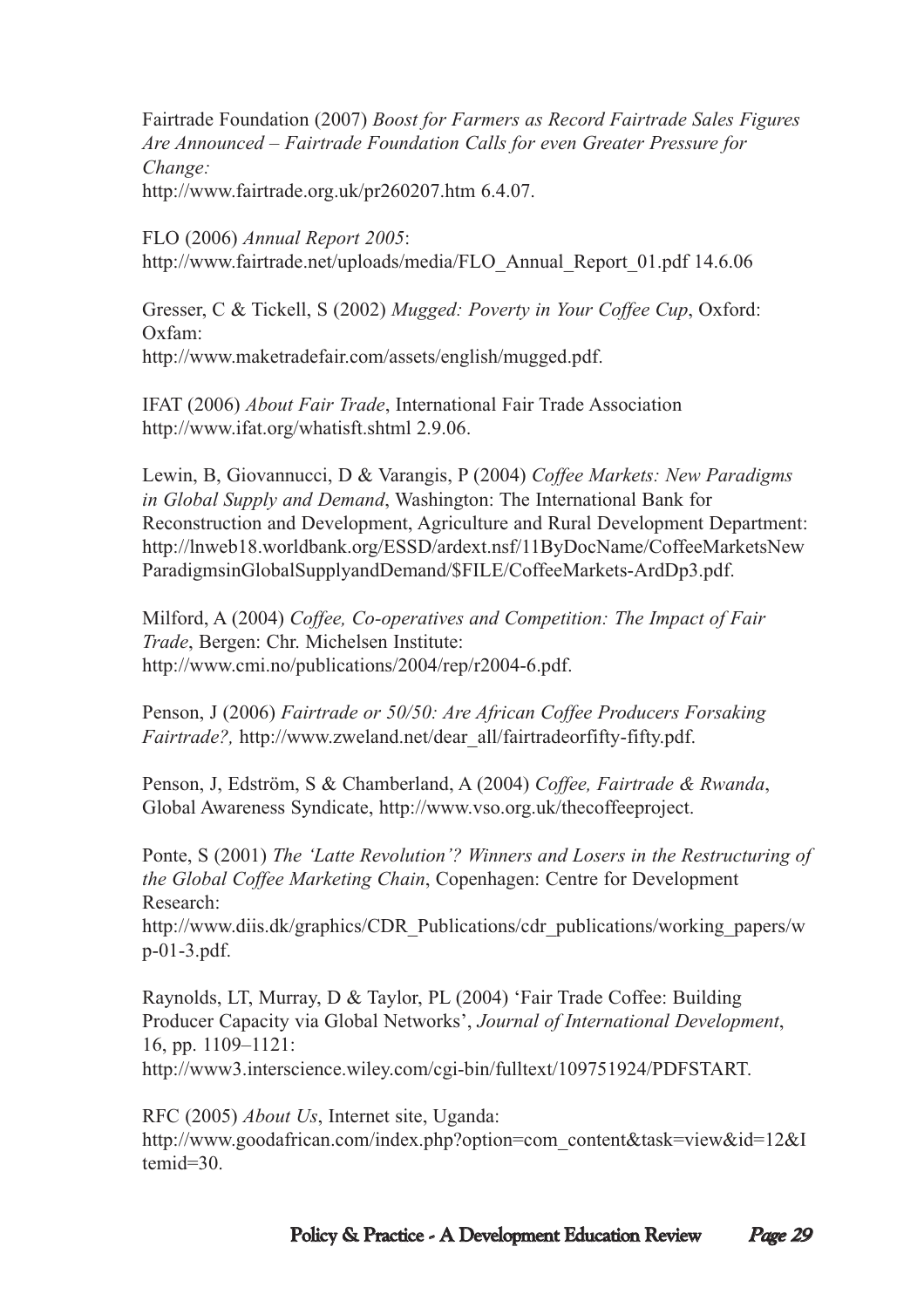Fairtrade Foundation (2007) *Boost for Farmers as Record Fairtrade Sales Figures Are Announced – Fairtrade Foundation Calls for even Greater Pressure for Change:*
http://www.fairtrade.org.uk/pr260207.htm 6.4.07.

FLO (2006) *Annual Report 2005*:
http://www.fairtrade.net/uploads/media/FLO_Annual_Report_01.pdf 14.6.06

Gresser, C & Tickell, S (2002) *Mugged: Poverty in Your Coffee Cup*, Oxford: Oxfam:
http://www.maketradefair.com/assets/english/mugged.pdf.

IFAT (2006) *About Fair Trade*, International Fair Trade Association
http://www.ifat.org/whatisft.shtml 2.9.06.

Lewin, B, Giovannucci, D & Varangis, P (2004) *Coffee Markets: New Paradigms in Global Supply and Demand*, Washington: The International Bank for Reconstruction and Development, Agriculture and Rural Development Department:
http://lnweb18.worldbank.org/ESSD/ardext.nsf/11ByDocName/CoffeeMarketsNewParadigmsinGlobalSupplyandDemand/$FILE/CoffeeMarkets-ArdDp3.pdf.

Milford, A (2004) *Coffee, Co-operatives and Competition: The Impact of Fair Trade*, Bergen: Chr. Michelsen Institute:
http://www.cmi.no/publications/2004/rep/r2004-6.pdf.

Penson, J (2006) *Fairtrade or 50/50: Are African Coffee Producers Forsaking Fairtrade?,* http://www.zweland.net/dear_all/fairtradeorfifty-fifty.pdf.

Penson, J, Edström, S & Chamberland, A (2004) *Coffee, Fairtrade & Rwanda*, Global Awareness Syndicate, http://www.vso.org.uk/thecoffeeproject.

Ponte, S (2001) *The 'Latte Revolution'? Winners and Losers in the Restructuring of the Global Coffee Marketing Chain*, Copenhagen: Centre for Development Research:
http://www.diis.dk/graphics/CDR_Publications/cdr_publications/working_papers/wp-01-3.pdf.

Raynolds, LT, Murray, D & Taylor, PL (2004) 'Fair Trade Coffee: Building Producer Capacity via Global Networks', *Journal of International Development*, 16, pp. 1109–1121:
http://www3.interscience.wiley.com/cgi-bin/fulltext/109751924/PDFSTART.

RFC (2005) *About Us*, Internet site, Uganda:
http://www.goodafrican.com/index.php?option=com_content&task=view&id=12&Itemid=30.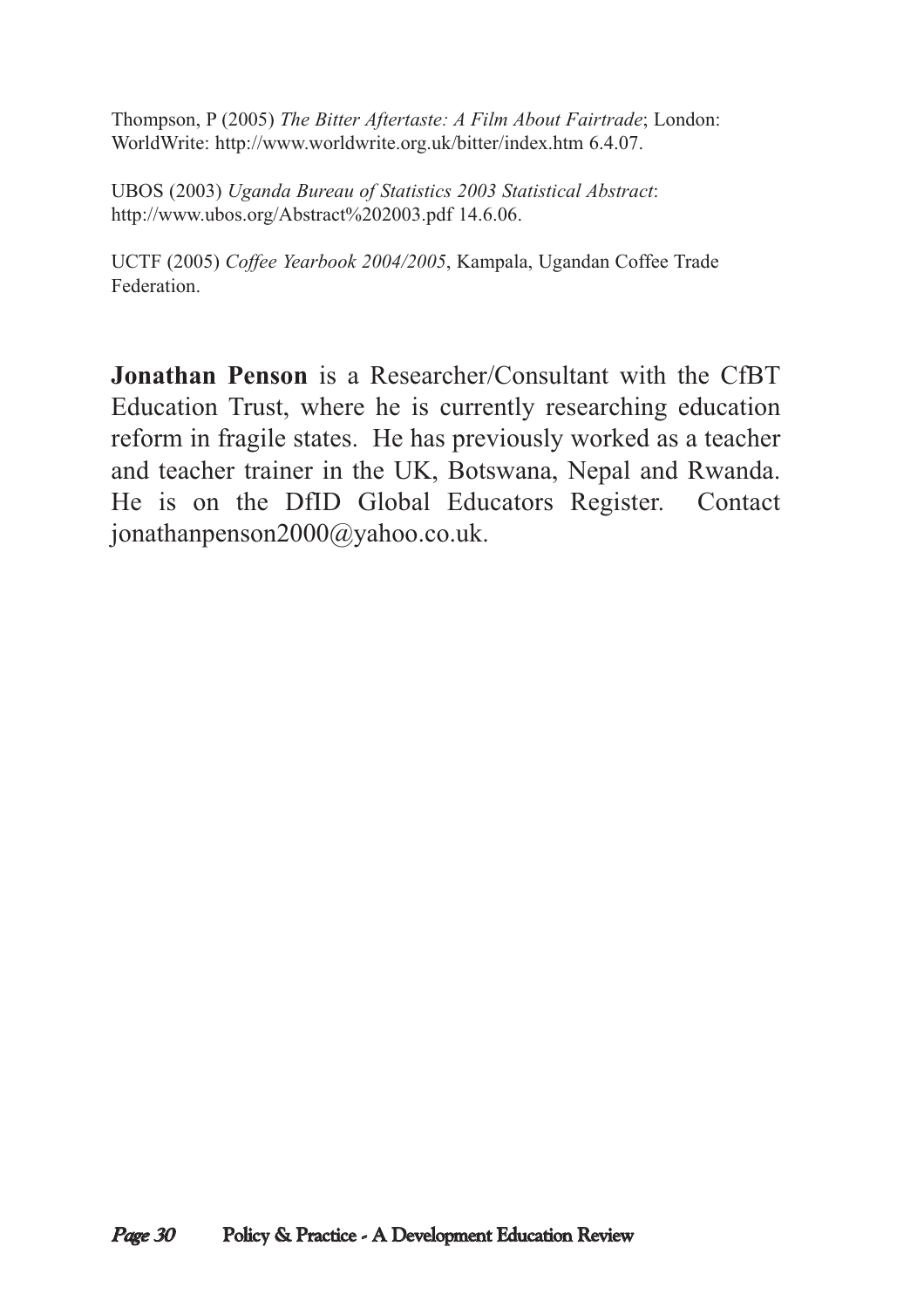Thompson, P (2005) *The Bitter Aftertaste: A Film About Fairtrade*; London: WorldWrite: http://www.worldwrite.org.uk/bitter/index.htm 6.4.07.

UBOS (2003) *Uganda Bureau of Statistics 2003 Statistical Abstract*: http://www.ubos.org/Abstract%202003.pdf 14.6.06.

UCTF (2005) *Coffee Yearbook 2004/2005*, Kampala, Ugandan Coffee Trade Federation.

**Jonathan Penson** is a Researcher/Consultant with the CfBT Education Trust, where he is currently researching education reform in fragile states. He has previously worked as a teacher and teacher trainer in the UK, Botswana, Nepal and Rwanda. He is on the DfID Global Educators Register. Contact jonathanpenson2000@yahoo.co.uk.